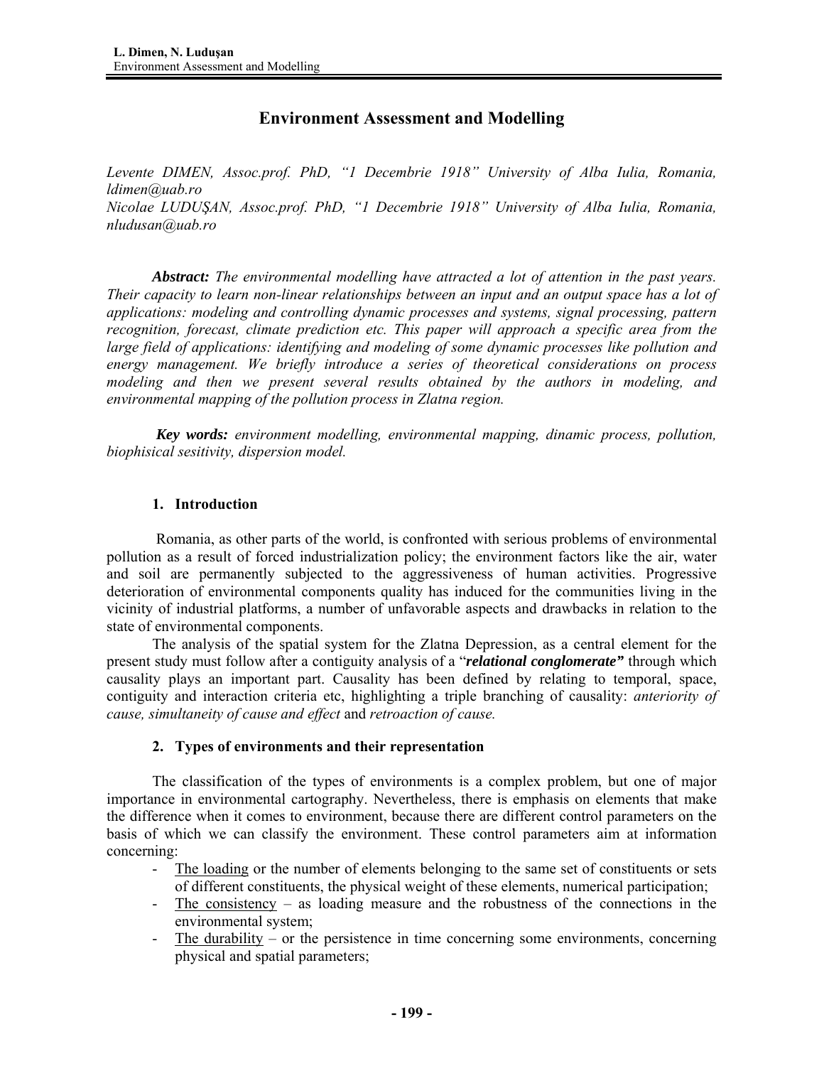# Environment Assessment and Modelling

*Levente DIMEN, Assoc.prof. PhD, "1 Decembrie 1918" University of Alba Iulia, Romania, ldimen@uab.ro*
*Nicolae LUDUŞAN, Assoc.prof. PhD, "1 Decembrie 1918" University of Alba Iulia, Romania, nludusan@uab.ro*

***Abstract:*** *The environmental modelling have attracted a lot of attention in the past years. Their capacity to learn non-linear relationships between an input and an output space has a lot of applications: modeling and controlling dynamic processes and systems, signal processing, pattern recognition, forecast, climate prediction etc. This paper will approach a specific area from the large field of applications: identifying and modeling of some dynamic processes like pollution and energy management. We briefly introduce a series of theoretical considerations on process modeling and then we present several results obtained by the authors in modeling, and environmental mapping of the pollution process in Zlatna region.*

***Key words:*** *environment modelling, environmental mapping, dinamic process, pollution, biophisical sesitivity, dispersion model.*

## 1. Introduction

Romania, as other parts of the world, is confronted with serious problems of environmental pollution as a result of forced industrialization policy; the environment factors like the air, water and soil are permanently subjected to the aggressiveness of human activities. Progressive deterioration of environmental components quality has induced for the communities living in the vicinity of industrial platforms, a number of unfavorable aspects and drawbacks in relation to the state of environmental components.

The analysis of the spatial system for the Zlatna Depression, as a central element for the present study must follow after a contiguity analysis of a "***relational conglomerate"*** through which causality plays an important part. Causality has been defined by relating to temporal, space, contiguity and interaction criteria etc, highlighting a triple branching of causality: *anteriority of cause, simultaneity of cause and effect* and *retroaction of cause.*

## 2. Types of environments and their representation

The classification of the types of environments is a complex problem, but one of major importance in environmental cartography. Nevertheless, there is emphasis on elements that make the difference when it comes to environment, because there are different control parameters on the basis of which we can classify the environment. These control parameters aim at information concerning:

- <u>The loading</u> or the number of elements belonging to the same set of constituents or sets of different constituents, the physical weight of these elements, numerical participation;
- <u>The consistency</u> – as loading measure and the robustness of the connections in the environmental system;
- <u>The durability</u> – or the persistence in time concerning some environments, concerning physical and spatial parameters;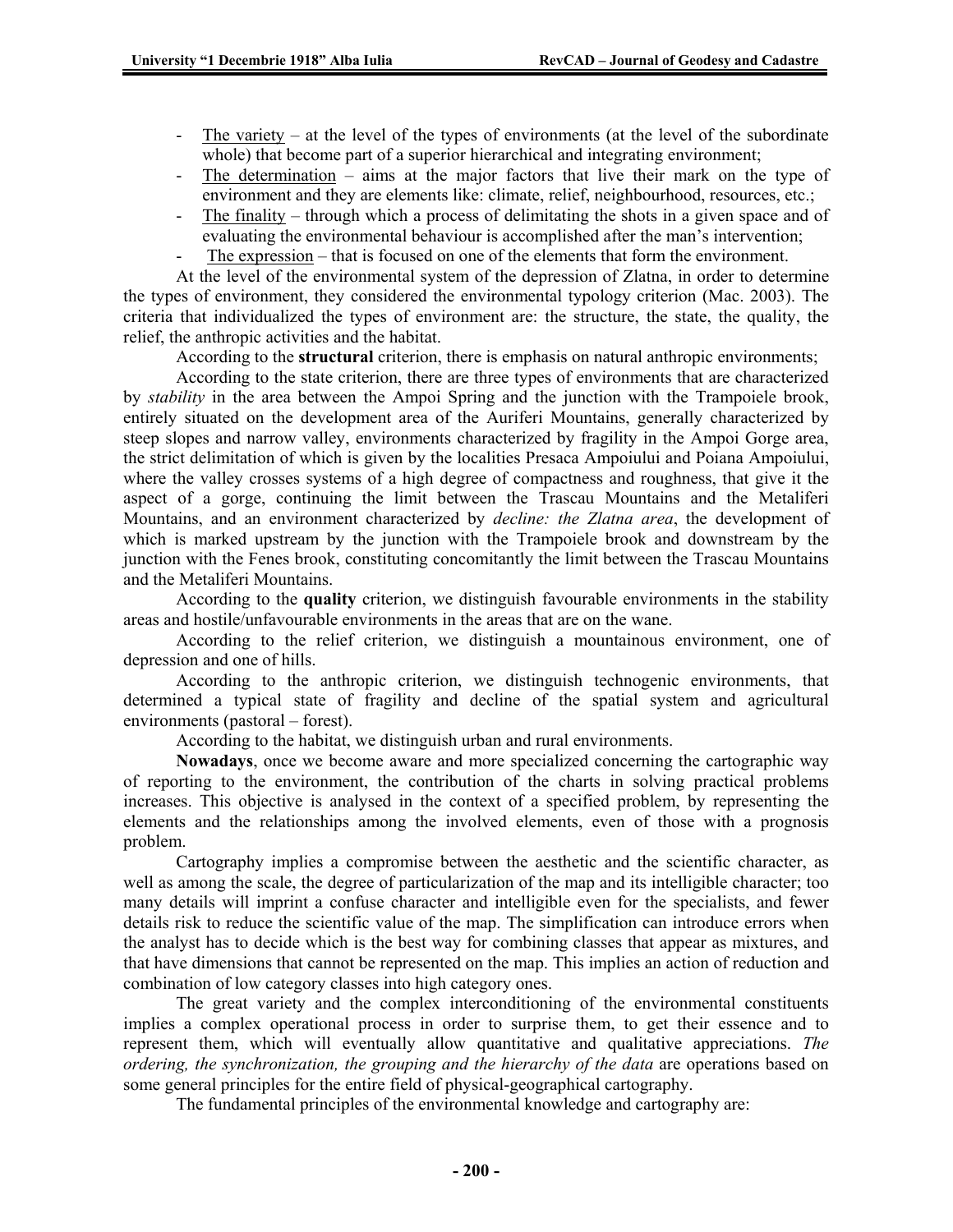- The variety – at the level of the types of environments (at the level of the subordinate whole) that become part of a superior hierarchical and integrating environment;
- The determination – aims at the major factors that live their mark on the type of environment and they are elements like: climate, relief, neighbourhood, resources, etc.;
- The finality – through which a process of delimitating the shots in a given space and of evaluating the environmental behaviour is accomplished after the man's intervention;
- The expression – that is focused on one of the elements that form the environment.

At the level of the environmental system of the depression of Zlatna, in order to determine the types of environment, they considered the environmental typology criterion (Mac. 2003). The criteria that individualized the types of environment are: the structure, the state, the quality, the relief, the anthropic activities and the habitat.

According to the **structural** criterion, there is emphasis on natural anthropic environments;

According to the state criterion, there are three types of environments that are characterized by *stability* in the area between the Ampoi Spring and the junction with the Trampoiele brook, entirely situated on the development area of the Auriferi Mountains, generally characterized by steep slopes and narrow valley, environments characterized by fragility in the Ampoi Gorge area, the strict delimitation of which is given by the localities Presaca Ampoiului and Poiana Ampoiului, where the valley crosses systems of a high degree of compactness and roughness, that give it the aspect of a gorge, continuing the limit between the Trascau Mountains and the Metaliferi Mountains, and an environment characterized by *decline: the Zlatna area*, the development of which is marked upstream by the junction with the Trampoiele brook and downstream by the junction with the Fenes brook, constituting concomitantly the limit between the Trascau Mountains and the Metaliferi Mountains.

According to the **quality** criterion, we distinguish favourable environments in the stability areas and hostile/unfavourable environments in the areas that are on the wane.

According to the relief criterion, we distinguish a mountainous environment, one of depression and one of hills.

According to the anthropic criterion, we distinguish technogenic environments, that determined a typical state of fragility and decline of the spatial system and agricultural environments (pastoral – forest).

According to the habitat, we distinguish urban and rural environments.

**Nowadays**, once we become aware and more specialized concerning the cartographic way of reporting to the environment, the contribution of the charts in solving practical problems increases. This objective is analysed in the context of a specified problem, by representing the elements and the relationships among the involved elements, even of those with a prognosis problem.

Cartography implies a compromise between the aesthetic and the scientific character, as well as among the scale, the degree of particularization of the map and its intelligible character; too many details will imprint a confuse character and intelligible even for the specialists, and fewer details risk to reduce the scientific value of the map. The simplification can introduce errors when the analyst has to decide which is the best way for combining classes that appear as mixtures, and that have dimensions that cannot be represented on the map. This implies an action of reduction and combination of low category classes into high category ones.

The great variety and the complex interconditioning of the environmental constituents implies a complex operational process in order to surprise them, to get their essence and to represent them, which will eventually allow quantitative and qualitative appreciations. *The ordering, the synchronization, the grouping and the hierarchy of the data* are operations based on some general principles for the entire field of physical-geographical cartography.

The fundamental principles of the environmental knowledge and cartography are: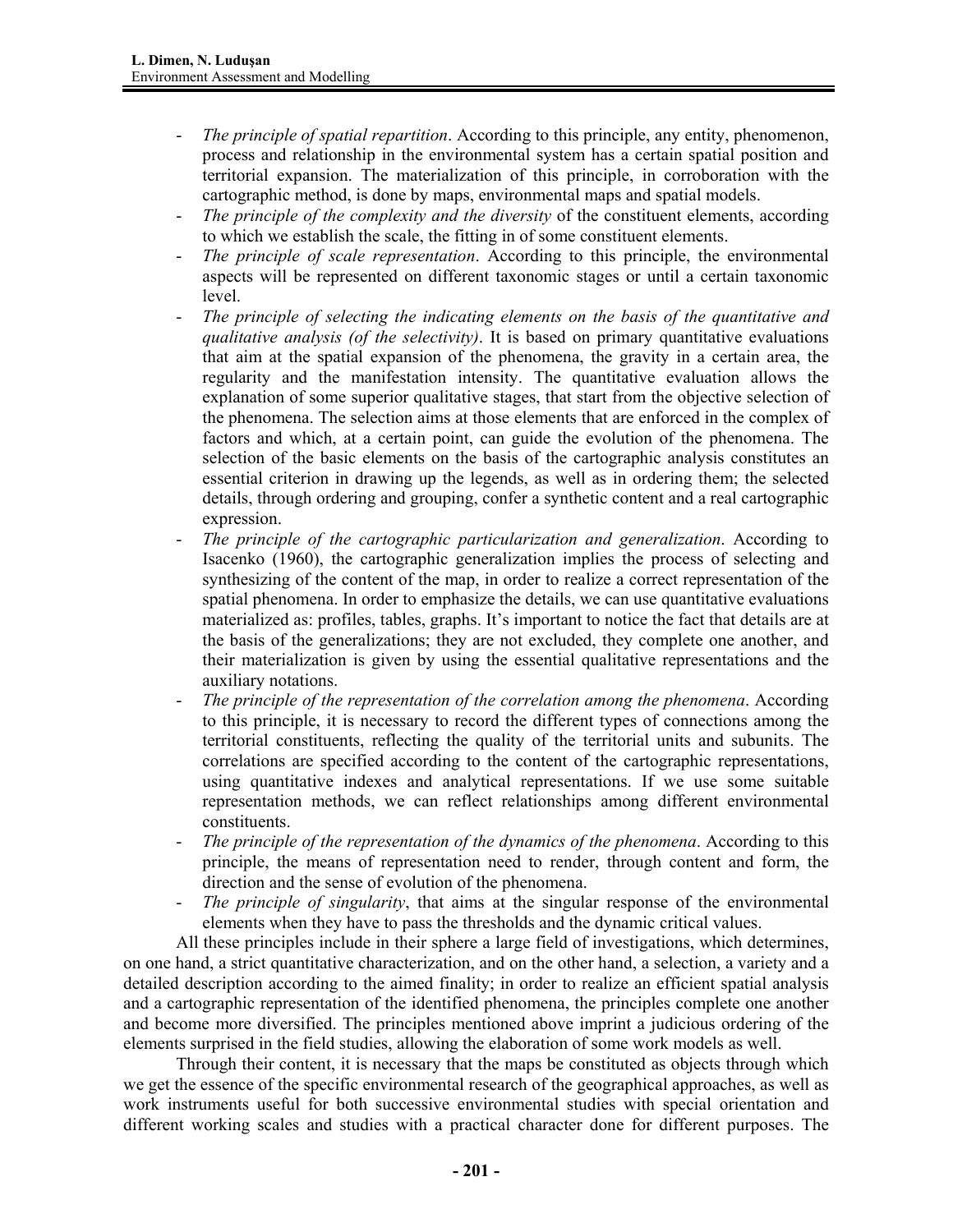- *The principle of spatial repartition*. According to this principle, any entity, phenomenon, process and relationship in the environmental system has a certain spatial position and territorial expansion. The materialization of this principle, in corroboration with the cartographic method, is done by maps, environmental maps and spatial models.
- *The principle of the complexity and the diversity* of the constituent elements, according to which we establish the scale, the fitting in of some constituent elements.
- *The principle of scale representation*. According to this principle, the environmental aspects will be represented on different taxonomic stages or until a certain taxonomic level.
- *The principle of selecting the indicating elements on the basis of the quantitative and qualitative analysis (of the selectivity)*. It is based on primary quantitative evaluations that aim at the spatial expansion of the phenomena, the gravity in a certain area, the regularity and the manifestation intensity. The quantitative evaluation allows the explanation of some superior qualitative stages, that start from the objective selection of the phenomena. The selection aims at those elements that are enforced in the complex of factors and which, at a certain point, can guide the evolution of the phenomena. The selection of the basic elements on the basis of the cartographic analysis constitutes an essential criterion in drawing up the legends, as well as in ordering them; the selected details, through ordering and grouping, confer a synthetic content and a real cartographic expression.
- *The principle of the cartographic particularization and generalization*. According to Isacenko (1960), the cartographic generalization implies the process of selecting and synthesizing of the content of the map, in order to realize a correct representation of the spatial phenomena. In order to emphasize the details, we can use quantitative evaluations materialized as: profiles, tables, graphs. It's important to notice the fact that details are at the basis of the generalizations; they are not excluded, they complete one another, and their materialization is given by using the essential qualitative representations and the auxiliary notations.
- *The principle of the representation of the correlation among the phenomena*. According to this principle, it is necessary to record the different types of connections among the territorial constituents, reflecting the quality of the territorial units and subunits. The correlations are specified according to the content of the cartographic representations, using quantitative indexes and analytical representations. If we use some suitable representation methods, we can reflect relationships among different environmental constituents.
- *The principle of the representation of the dynamics of the phenomena*. According to this principle, the means of representation need to render, through content and form, the direction and the sense of evolution of the phenomena.
- *The principle of singularity*, that aims at the singular response of the environmental elements when they have to pass the thresholds and the dynamic critical values.

All these principles include in their sphere a large field of investigations, which determines, on one hand, a strict quantitative characterization, and on the other hand, a selection, a variety and a detailed description according to the aimed finality; in order to realize an efficient spatial analysis and a cartographic representation of the identified phenomena, the principles complete one another and become more diversified. The principles mentioned above imprint a judicious ordering of the elements surprised in the field studies, allowing the elaboration of some work models as well.

Through their content, it is necessary that the maps be constituted as objects through which we get the essence of the specific environmental research of the geographical approaches, as well as work instruments useful for both successive environmental studies with special orientation and different working scales and studies with a practical character done for different purposes. The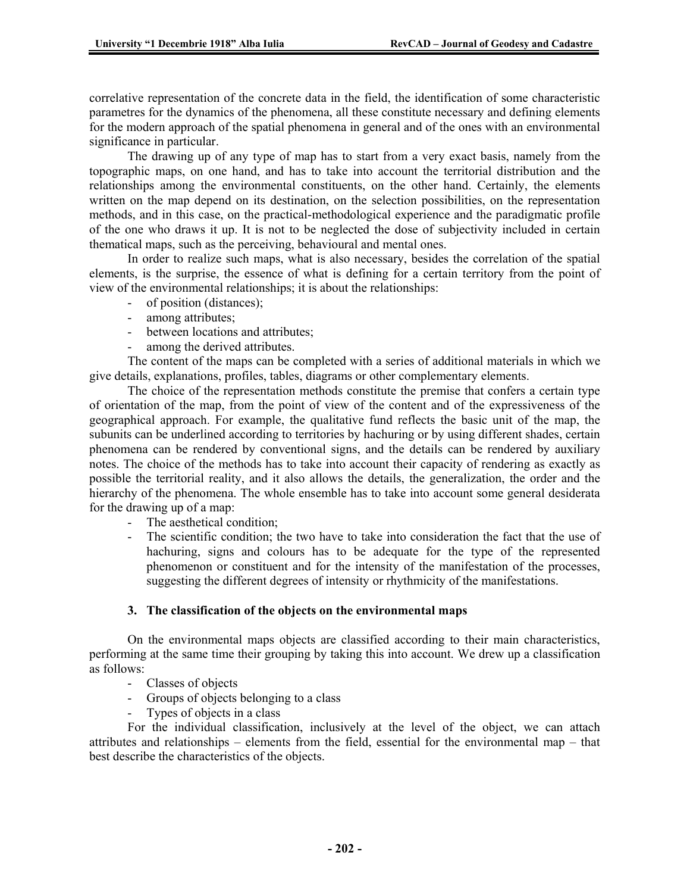correlative representation of the concrete data in the field, the identification of some characteristic parametres for the dynamics of the phenomena, all these constitute necessary and defining elements for the modern approach of the spatial phenomena in general and of the ones with an environmental significance in particular.

The drawing up of any type of map has to start from a very exact basis, namely from the topographic maps, on one hand, and has to take into account the territorial distribution and the relationships among the environmental constituents, on the other hand. Certainly, the elements written on the map depend on its destination, on the selection possibilities, on the representation methods, and in this case, on the practical-methodological experience and the paradigmatic profile of the one who draws it up. It is not to be neglected the dose of subjectivity included in certain thematical maps, such as the perceiving, behavioural and mental ones.

In order to realize such maps, what is also necessary, besides the correlation of the spatial elements, is the surprise, the essence of what is defining for a certain territory from the point of view of the environmental relationships; it is about the relationships:

- of position (distances);
- among attributes;
- between locations and attributes;
- among the derived attributes.

The content of the maps can be completed with a series of additional materials in which we give details, explanations, profiles, tables, diagrams or other complementary elements.

The choice of the representation methods constitute the premise that confers a certain type of orientation of the map, from the point of view of the content and of the expressiveness of the geographical approach. For example, the qualitative fund reflects the basic unit of the map, the subunits can be underlined according to territories by hachuring or by using different shades, certain phenomena can be rendered by conventional signs, and the details can be rendered by auxiliary notes. The choice of the methods has to take into account their capacity of rendering as exactly as possible the territorial reality, and it also allows the details, the generalization, the order and the hierarchy of the phenomena. The whole ensemble has to take into account some general desiderata for the drawing up of a map:

- The aesthetical condition;
- The scientific condition; the two have to take into consideration the fact that the use of hachuring, signs and colours has to be adequate for the type of the represented phenomenon or constituent and for the intensity of the manifestation of the processes, suggesting the different degrees of intensity or rhythmicity of the manifestations.

## 3. The classification of the objects on the environmental maps

On the environmental maps objects are classified according to their main characteristics, performing at the same time their grouping by taking this into account. We drew up a classification as follows:

- Classes of objects
- Groups of objects belonging to a class
- Types of objects in a class

For the individual classification, inclusively at the level of the object, we can attach attributes and relationships – elements from the field, essential for the environmental map – that best describe the characteristics of the objects.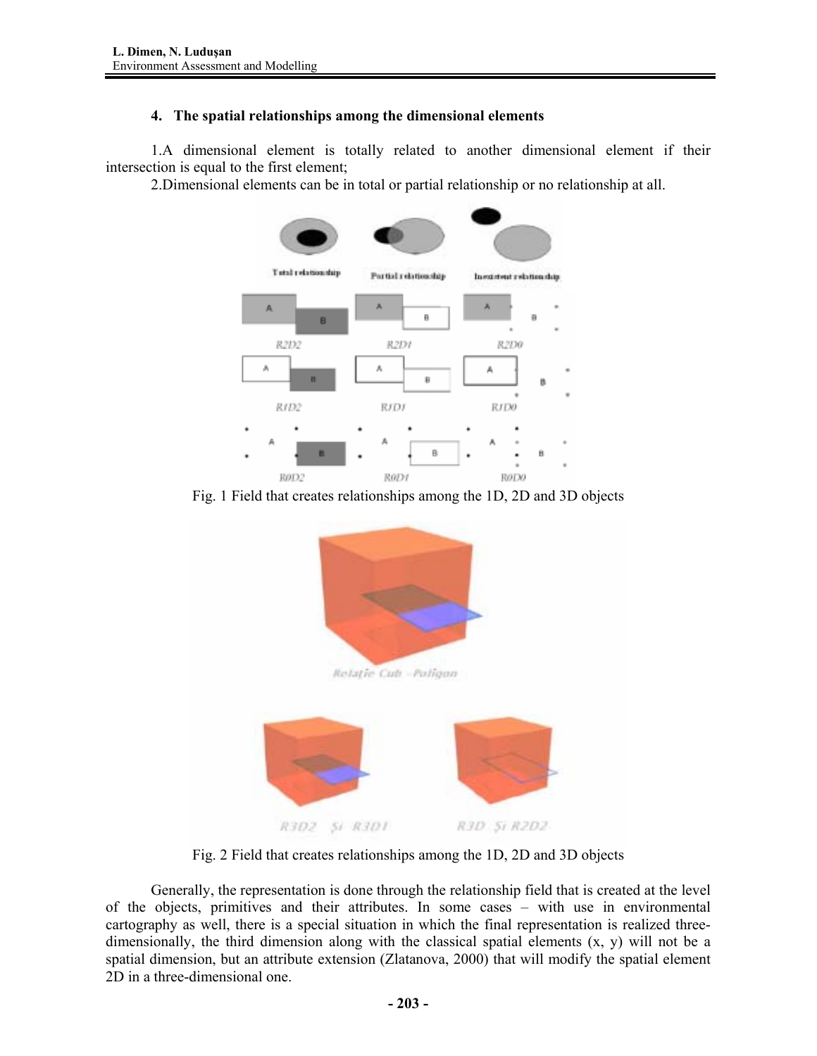### 4. The spatial relationships among the dimensional elements

1.A dimensional element is totally related to another dimensional element if their intersection is equal to the first element;

2.Dimensional elements can be in total or partial relationship or no relationship at all.

Fig. 1 Field that creates relationships among the 1D, 2D and 3D objects

Fig. 2 Field that creates relationships among the 1D, 2D and 3D objects

Generally, the representation is done through the relationship field that is created at the level of the objects, primitives and their attributes. In some cases – with use in environmental cartography as well, there is a special situation in which the final representation is realized three-dimensionally, the third dimension along with the classical spatial elements (x, y) will not be a spatial dimension, but an attribute extension (Zlatanova, 2000) that will modify the spatial element 2D in a three-dimensional one.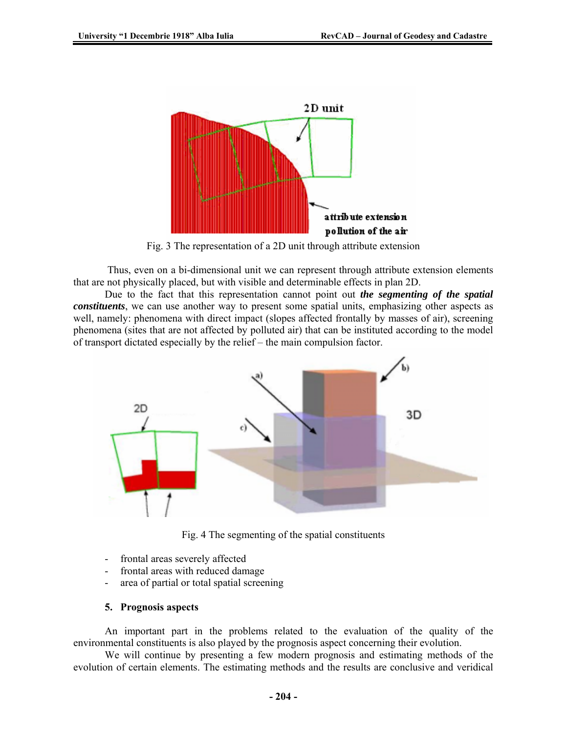Fig. 3 The representation of a 2D unit through attribute extension

Thus, even on a bi-dimensional unit we can represent through attribute extension elements that are not physically placed, but with visible and determinable effects in plan 2D.

Due to the fact that this representation cannot point out ***the segmenting of the spatial constituents***, we can use another way to present some spatial units, emphasizing other aspects as well, namely: phenomena with direct impact (slopes affected frontally by masses of air), screening phenomena (sites that are not affected by polluted air) that can be instituted according to the model of transport dictated especially by the relief – the main compulsion factor.

Fig. 4 The segmenting of the spatial constituents

- frontal areas severely affected
- frontal areas with reduced damage
- area of partial or total spatial screening

### 5. Prognosis aspects

An important part in the problems related to the evaluation of the quality of the environmental constituents is also played by the prognosis aspect concerning their evolution.

We will continue by presenting a few modern prognosis and estimating methods of the evolution of certain elements. The estimating methods and the results are conclusive and veridical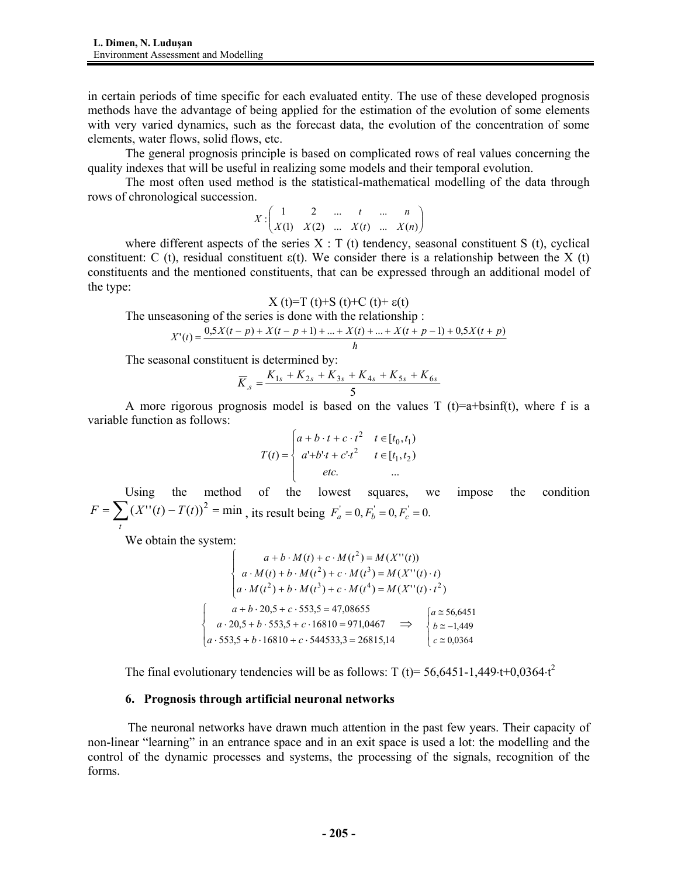in certain periods of time specific for each evaluated entity. The use of these developed prognosis methods have the advantage of being applied for the estimation of the evolution of some elements with very varied dynamics, such as the forecast data, the evolution of the concentration of some elements, water flows, solid flows, etc.

The general prognosis principle is based on complicated rows of real values concerning the quality indexes that will be useful in realizing some models and their temporal evolution.

The most often used method is the statistical-mathematical modelling of the data through rows of chronological succession.

$$X : \begin{pmatrix} 1 & 2 & ... & t & ... & n \\ X(1) & X(2) & ... & X(t) & ... & X(n) \end{pmatrix}$$

where different aspects of the series X : T (t) tendency, seasonal constituent S (t), cyclical constituent: C (t), residual constituent ε(t). We consider there is a relationship between the X (t) constituents and the mentioned constituents, that can be expressed through an additional model of the type:

$$X(t) = T(t) + S(t) + C(t) + \varepsilon(t)$$

The unseasoning of the series is done with the relationship :

$$X'(t) = \frac{0{,}5X(t-p) + X(t-p+1) + ... + X(t) + ... + X(t+p-1) + 0{,}5X(t+p)}{h}$$

The seasonal constituent is determined by:

$$\overline{K}_{.s} = \frac{K_{1s} + K_{2s} + K_{3s} + K_{4s} + K_{5s} + K_{6s}}{5}$$

A more rigorous prognosis model is based on the values T (t)=a+bsinf(t), where f is a variable function as follows:

$$T(t) = \begin{cases} a + b \cdot t + c \cdot t^2 & t \in [t_0, t_1) \\ a' + b' \cdot t + c' \cdot t^2 & t \in [t_1, t_2) \\ etc. & ... \end{cases}$$

Using the method of the lowest squares, we impose the condition $F = \sum_t (X''(t) - T(t))^2 = \min$, its result being $F_a^{'} = 0, F_b^{'} = 0, F_c^{'} = 0.$

We obtain the system:

$$\begin{cases} a + b \cdot M(t) + c \cdot M(t^2) = M(X''(t)) \\ a \cdot M(t) + b \cdot M(t^2) + c \cdot M(t^3) = M(X''(t) \cdot t) \\ a \cdot M(t^2) + b \cdot M(t^3) + c \cdot M(t^4) = M(X''(t) \cdot t^2) \end{cases}$$

$$\begin{cases} a + b \cdot 20{,}5 + c \cdot 553{,}5 = 47{,}08655 \\ a \cdot 20{,}5 + b \cdot 553{,}5 + c \cdot 16810 = 971{,}0467 \\ a \cdot 553{,}5 + b \cdot 16810 + c \cdot 544533{,}3 = 26815{,}14 \end{cases} \Rightarrow \begin{cases} a \cong 56{,}6451 \\ b \cong -1{,}449 \\ c \cong 0{,}0364 \end{cases}$$

The final evolutionary tendencies will be as follows: $T(t) = 56{,}6451 - 1{,}449 \cdot t + 0{,}0364 \cdot t^2$

## 6. Prognosis through artificial neuronal networks

The neuronal networks have drawn much attention in the past few years. Their capacity of non-linear "learning" in an entrance space and in an exit space is used a lot: the modelling and the control of the dynamic processes and systems, the processing of the signals, recognition of the forms.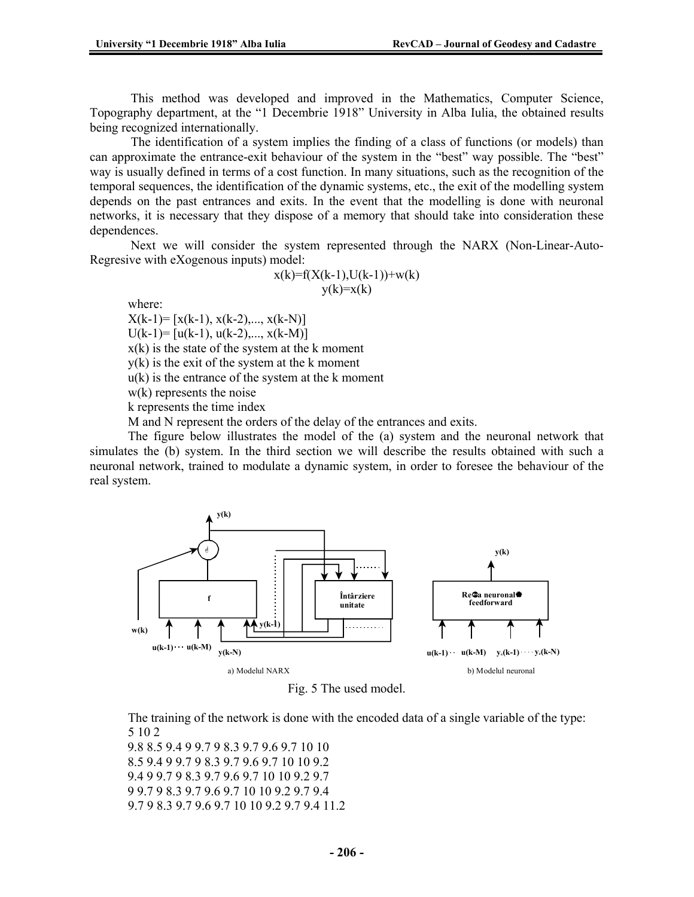This method was developed and improved in the Mathematics, Computer Science, Topography department, at the "1 Decembrie 1918" University in Alba Iulia, the obtained results being recognized internationally.

The identification of a system implies the finding of a class of functions (or models) than can approximate the entrance-exit behaviour of the system in the "best" way possible. The "best" way is usually defined in terms of a cost function. In many situations, such as the recognition of the temporal sequences, the identification of the dynamic systems, etc., the exit of the modelling system depends on the past entrances and exits. In the event that the modelling is done with neuronal networks, it is necessary that they dispose of a memory that should take into consideration these dependences.

Next we will consider the system represented through the NARX (Non-Linear-Auto-Regresive with eXogenous inputs) model:

$$x(k)=f(X(k-1),U(k-1))+w(k)$$
$$y(k)=x(k)$$

where:

$X(k-1)= [x(k-1), x(k-2),..., x(k-N)]$

$U(k-1)= [u(k-1), u(k-2),..., x(k-M)]$

$x(k)$ is the state of the system at the k moment

$y(k)$ is the exit of the system at the k moment

$u(k)$ is the entrance of the system at the k moment

$w(k)$ represents the noise

k represents the time index

M and N represent the orders of the delay of the entrances and exits.

The figure below illustrates the model of the (a) system and the neuronal network that simulates the (b) system. In the third section we will describe the results obtained with such a neuronal network, trained to modulate a dynamic system, in order to foresee the behaviour of the real system.

a) Modelul NARX b) Modelul neuronal

Fig. 5 The used model.

The training of the network is done with the encoded data of a single variable of the type:

5 10 2

9.8 8.5 9.4 9 9.7 9 8.3 9.7 9.6 9.7 10 10

8.5 9.4 9 9.7 9 8.3 9.7 9.6 9.7 10 10 9.2

9.4 9 9.7 9 8.3 9.7 9.6 9.7 10 10 9.2 9.7

9 9.7 9 8.3 9.7 9.6 9.7 10 10 9.2 9.7 9.4

9.7 9 8.3 9.7 9.6 9.7 10 10 9.2 9.7 9.4 11.2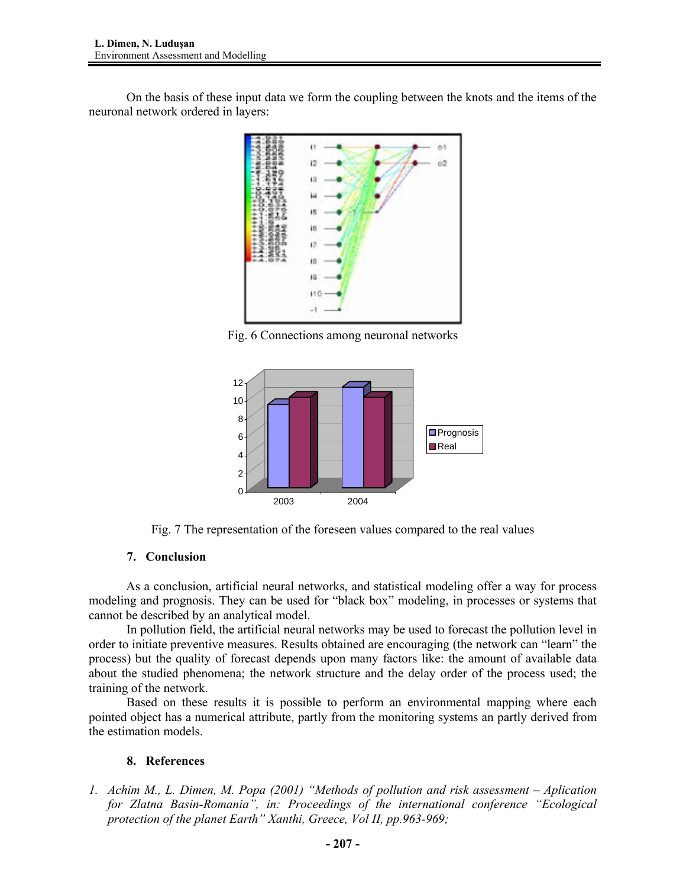On the basis of these input data we form the coupling between the knots and the items of the neuronal network ordered in layers:

Fig. 6 Connections among neuronal networks

Fig. 7 The representation of the foreseen values compared to the real values

## 7. Conclusion

As a conclusion, artificial neural networks, and statistical modeling offer a way for process modeling and prognosis. They can be used for "black box" modeling, in processes or systems that cannot be described by an analytical model.

In pollution field, the artificial neural networks may be used to forecast the pollution level in order to initiate preventive measures. Results obtained are encouraging (the network can "learn" the process) but the quality of forecast depends upon many factors like: the amount of available data about the studied phenomena; the network structure and the delay order of the process used; the training of the network.

Based on these results it is possible to perform an environmental mapping where each pointed object has a numerical attribute, partly from the monitoring systems an partly derived from the estimation models.

## 8. References

1. *Achim M., L. Dimen, M. Popa (2001) "Methods of pollution and risk assessment – Aplication for Zlatna Basin-Romania", in: Proceedings of the international conference "Ecological protection of the planet Earth" Xanthi, Greece, Vol II, pp.963-969;*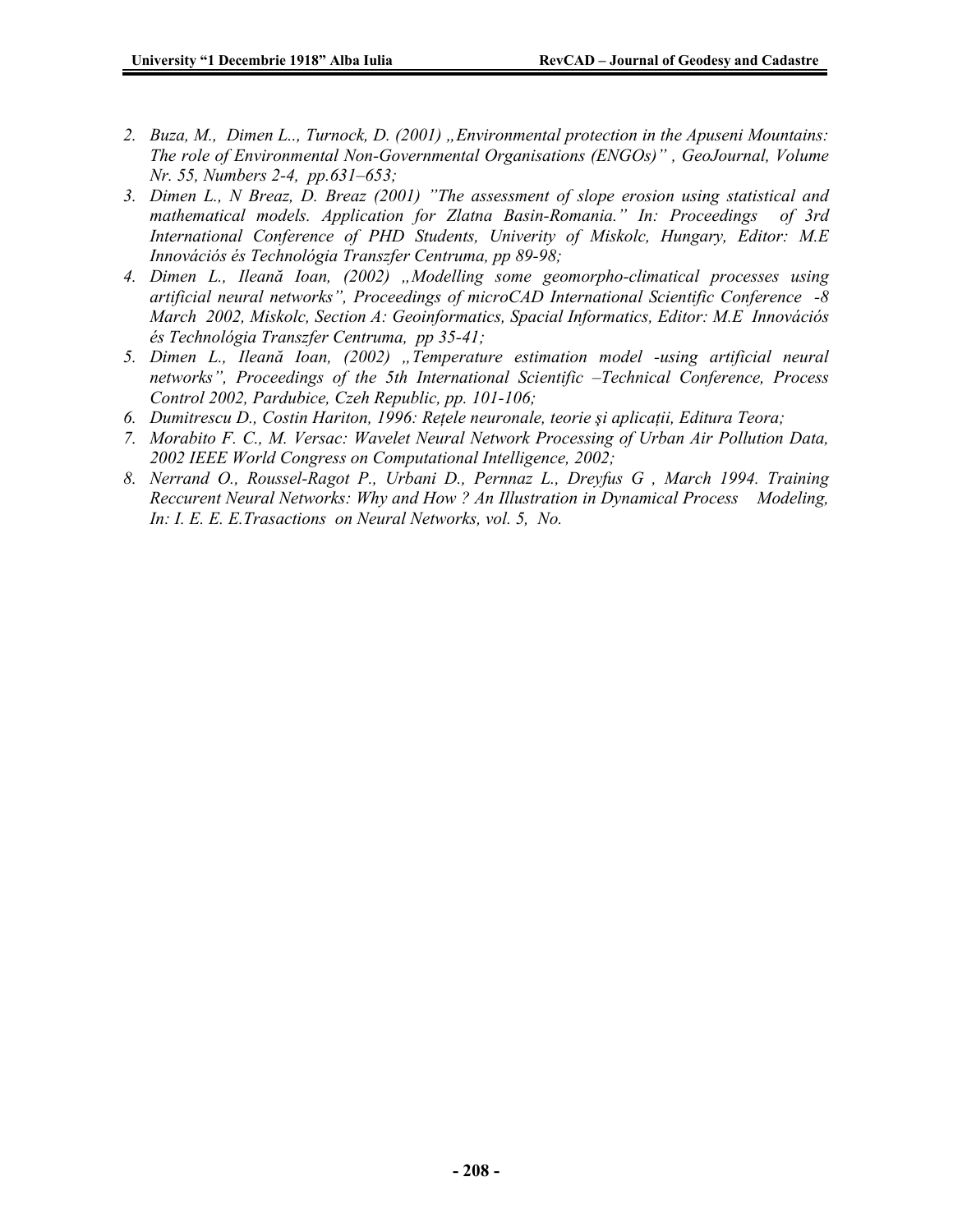2. *Buza, M., Dimen L.., Turnock, D. (2001) „Environmental protection in the Apuseni Mountains: The role of Environmental Non-Governmental Organisations (ENGOs)" , GeoJournal, Volume Nr. 55, Numbers 2-4, pp.631–653;*
3. *Dimen L., N Breaz, D. Breaz (2001) "The assessment of slope erosion using statistical and mathematical models. Application for Zlatna Basin-Romania." In: Proceedings of 3rd International Conference of PHD Students, Univerity of Miskolc, Hungary, Editor: M.E Innovációs és Technológia Transzfer Centruma, pp 89-98;*
4. *Dimen L., Ileană Ioan, (2002) „Modelling some geomorpho-climatical processes using artificial neural networks", Proceedings of microCAD International Scientific Conference -8 March 2002, Miskolc, Section A: Geoinformatics, Spacial Informatics, Editor: M.E Innovációs és Technológia Transzfer Centruma, pp 35-41;*
5. *Dimen L., Ileană Ioan, (2002) „Temperature estimation model -using artificial neural networks", Proceedings of the 5th International Scientific –Technical Conference, Process Control 2002, Pardubice, Czeh Republic, pp. 101-106;*
6. *Dumitrescu D., Costin Hariton, 1996: Reţele neuronale, teorie şi aplicaţii, Editura Teora;*
7. *Morabito F. C., M. Versac: Wavelet Neural Network Processing of Urban Air Pollution Data, 2002 IEEE World Congress on Computational Intelligence, 2002;*
8. *Nerrand O., Roussel-Ragot P., Urbani D., Pernnaz L., Dreyfus G , March 1994. Training Reccurent Neural Networks: Why and How ? An Illustration in Dynamical Process Modeling, In: I. E. E. E.Trasactions on Neural Networks, vol. 5, No.*